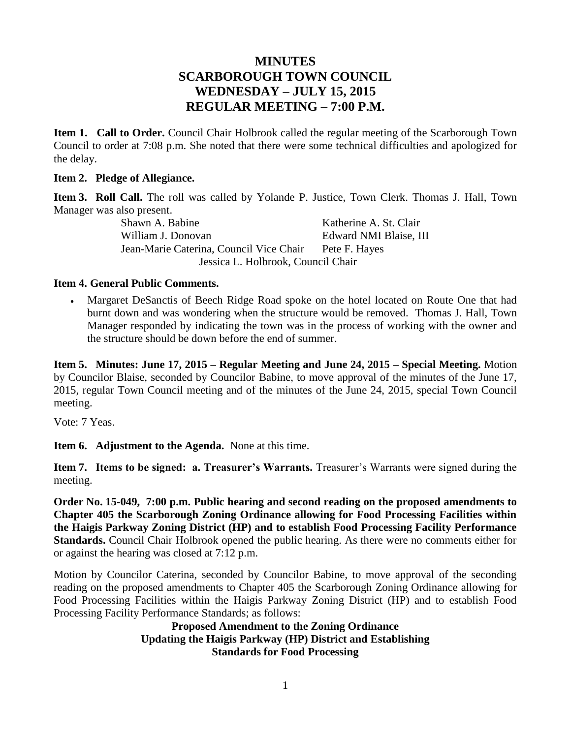# MINUTES
# SCARBOROUGH TOWN COUNCIL
# WEDNESDAY – JULY 15, 2015
# REGULAR MEETING – 7:00 P.M.

**Item 1. Call to Order.** Council Chair Holbrook called the regular meeting of the Scarborough Town Council to order at 7:08 p.m. She noted that there were some technical difficulties and apologized for the delay.

**Item 2. Pledge of Allegiance.**

**Item 3. Roll Call.** The roll was called by Yolande P. Justice, Town Clerk. Thomas J. Hall, Town Manager was also present.

| | |
|---|---|
| Shawn A. Babine | Katherine A. St. Clair |
| William J. Donovan | Edward NMI Blaise, III |
| Jean-Marie Caterina, Council Vice Chair | Pete F. Hayes |

Jessica L. Holbrook, Council Chair

**Item 4. General Public Comments.**

- Margaret DeSanctis of Beech Ridge Road spoke on the hotel located on Route One that had burnt down and was wondering when the structure would be removed. Thomas J. Hall, Town Manager responded by indicating the town was in the process of working with the owner and the structure should be down before the end of summer.

**Item 5. Minutes: June 17, 2015 – Regular Meeting and June 24, 2015 – Special Meeting.** Motion by Councilor Blaise, seconded by Councilor Babine, to move approval of the minutes of the June 17, 2015, regular Town Council meeting and of the minutes of the June 24, 2015, special Town Council meeting.

Vote: 7 Yeas.

**Item 6. Adjustment to the Agenda.** None at this time.

**Item 7. Items to be signed: a. Treasurer's Warrants.** Treasurer's Warrants were signed during the meeting.

**Order No. 15-049, 7:00 p.m. Public hearing and second reading on the proposed amendments to Chapter 405 the Scarborough Zoning Ordinance allowing for Food Processing Facilities within the Haigis Parkway Zoning District (HP) and to establish Food Processing Facility Performance Standards.** Council Chair Holbrook opened the public hearing. As there were no comments either for or against the hearing was closed at 7:12 p.m.

Motion by Councilor Caterina, seconded by Councilor Babine, to move approval of the seconding reading on the proposed amendments to Chapter 405 the Scarborough Zoning Ordinance allowing for Food Processing Facilities within the Haigis Parkway Zoning District (HP) and to establish Food Processing Facility Performance Standards; as follows:

**Proposed Amendment to the Zoning Ordinance**
**Updating the Haigis Parkway (HP) District and Establishing**
**Standards for Food Processing**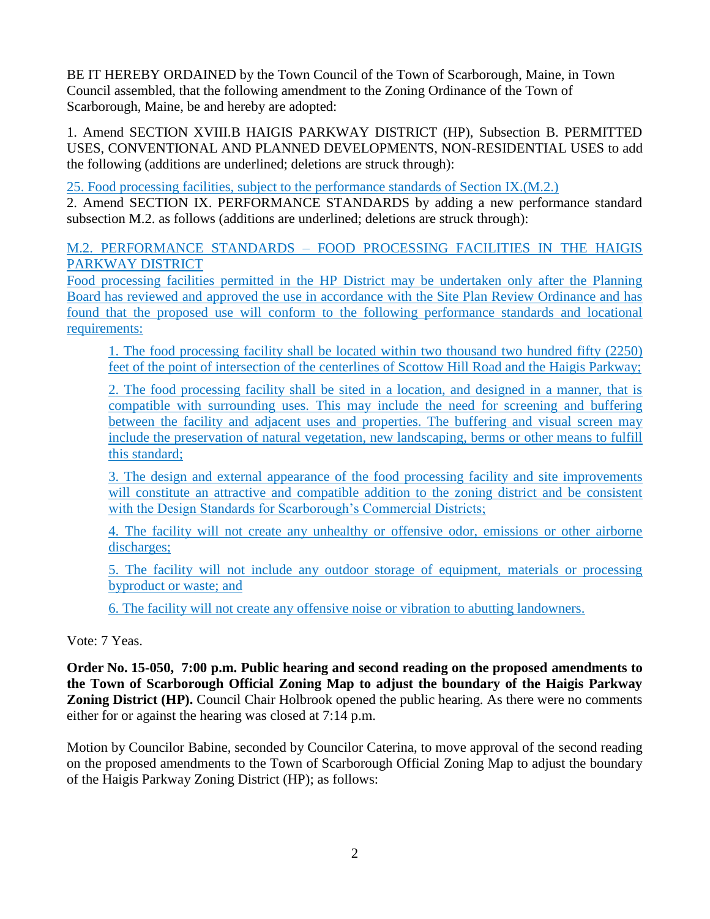BE IT HEREBY ORDAINED by the Town Council of the Town of Scarborough, Maine, in Town Council assembled, that the following amendment to the Zoning Ordinance of the Town of Scarborough, Maine, be and hereby are adopted:

1. Amend SECTION XVIII.B HAIGIS PARKWAY DISTRICT (HP), Subsection B. PERMITTED USES, CONVENTIONAL AND PLANNED DEVELOPMENTS, NON-RESIDENTIAL USES to add the following (additions are underlined; deletions are struck through):

<u>25. Food processing facilities, subject to the performance standards of Section IX.(M.2.)</u>

2. Amend SECTION IX. PERFORMANCE STANDARDS by adding a new performance standard subsection M.2. as follows (additions are underlined; deletions are struck through):

<u>M.2. PERFORMANCE STANDARDS – FOOD PROCESSING FACILITIES IN THE HAIGIS PARKWAY DISTRICT</u>

<u>Food processing facilities permitted in the HP District may be undertaken only after the Planning Board has reviewed and approved the use in accordance with the Site Plan Review Ordinance and has found that the proposed use will conform to the following performance standards and locational requirements:</u>

> <u>1. The food processing facility shall be located within two thousand two hundred fifty (2250) feet of the point of intersection of the centerlines of Scottow Hill Road and the Haigis Parkway;</u>
>
> <u>2. The food processing facility shall be sited in a location, and designed in a manner, that is compatible with surrounding uses. This may include the need for screening and buffering between the facility and adjacent uses and properties. The buffering and visual screen may include the preservation of natural vegetation, new landscaping, berms or other means to fulfill this standard;</u>
>
> <u>3. The design and external appearance of the food processing facility and site improvements will constitute an attractive and compatible addition to the zoning district and be consistent with the Design Standards for Scarborough's Commercial Districts;</u>
>
> <u>4. The facility will not create any unhealthy or offensive odor, emissions or other airborne discharges;</u>
>
> <u>5. The facility will not include any outdoor storage of equipment, materials or processing byproduct or waste; and</u>
>
> <u>6. The facility will not create any offensive noise or vibration to abutting landowners.</u>

Vote: 7 Yeas.

**Order No. 15-050, 7:00 p.m. Public hearing and second reading on the proposed amendments to the Town of Scarborough Official Zoning Map to adjust the boundary of the Haigis Parkway Zoning District (HP).** Council Chair Holbrook opened the public hearing. As there were no comments either for or against the hearing was closed at 7:14 p.m.

Motion by Councilor Babine, seconded by Councilor Caterina, to move approval of the second reading on the proposed amendments to the Town of Scarborough Official Zoning Map to adjust the boundary of the Haigis Parkway Zoning District (HP); as follows: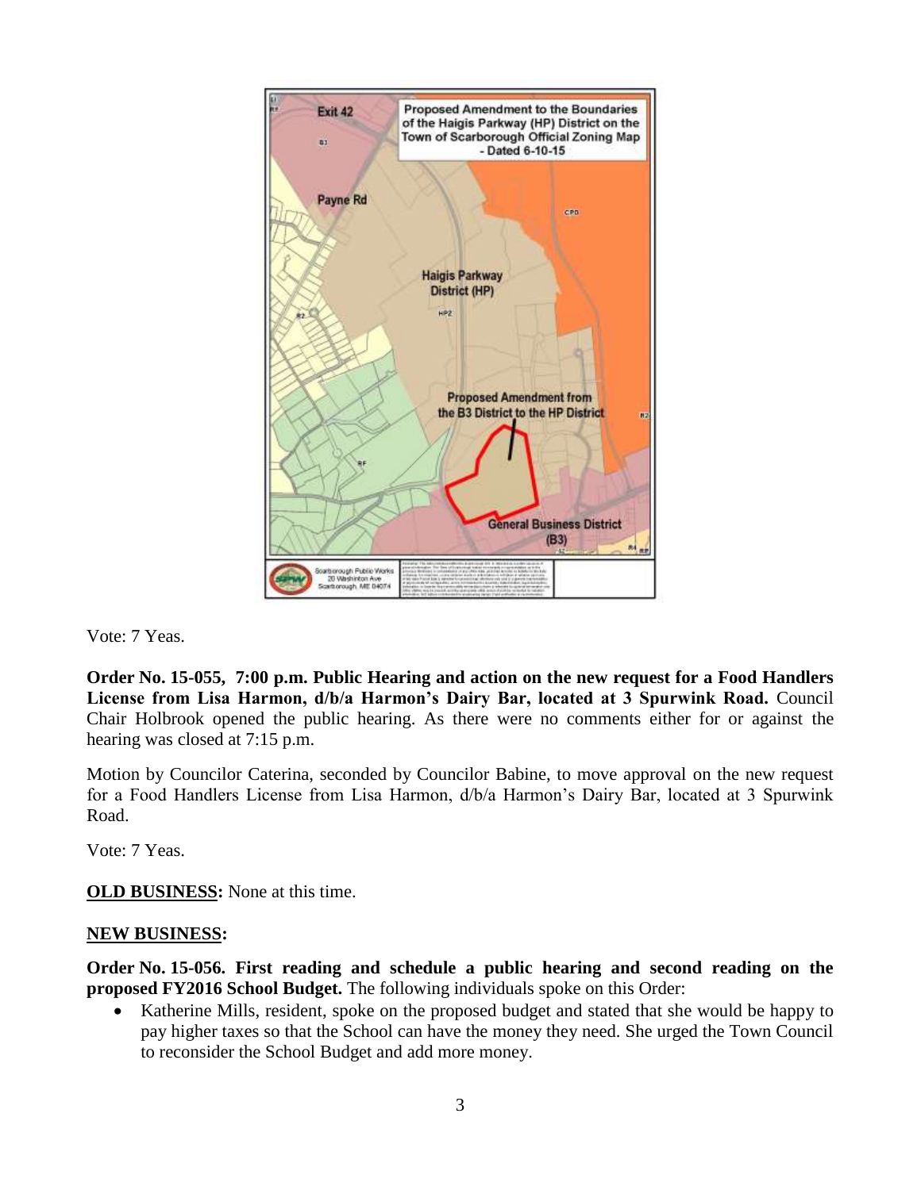Vote: 7 Yeas.

**Order No. 15-055, 7:00 p.m. Public Hearing and action on the new request for a Food Handlers License from Lisa Harmon, d/b/a Harmon's Dairy Bar, located at 3 Spurwink Road.** Council Chair Holbrook opened the public hearing. As there were no comments either for or against the hearing was closed at 7:15 p.m.

Motion by Councilor Caterina, seconded by Councilor Babine, to move approval on the new request for a Food Handlers License from Lisa Harmon, d/b/a Harmon's Dairy Bar, located at 3 Spurwink Road.

Vote: 7 Yeas.

**<u>OLD BUSINESS</u>:** None at this time.

**<u>NEW BUSINESS</u>:**

**Order No. 15-056. First reading and schedule a public hearing and second reading on the proposed FY2016 School Budget.** The following individuals spoke on this Order:

- Katherine Mills, resident, spoke on the proposed budget and stated that she would be happy to pay higher taxes so that the School can have the money they need. She urged the Town Council to reconsider the School Budget and add more money.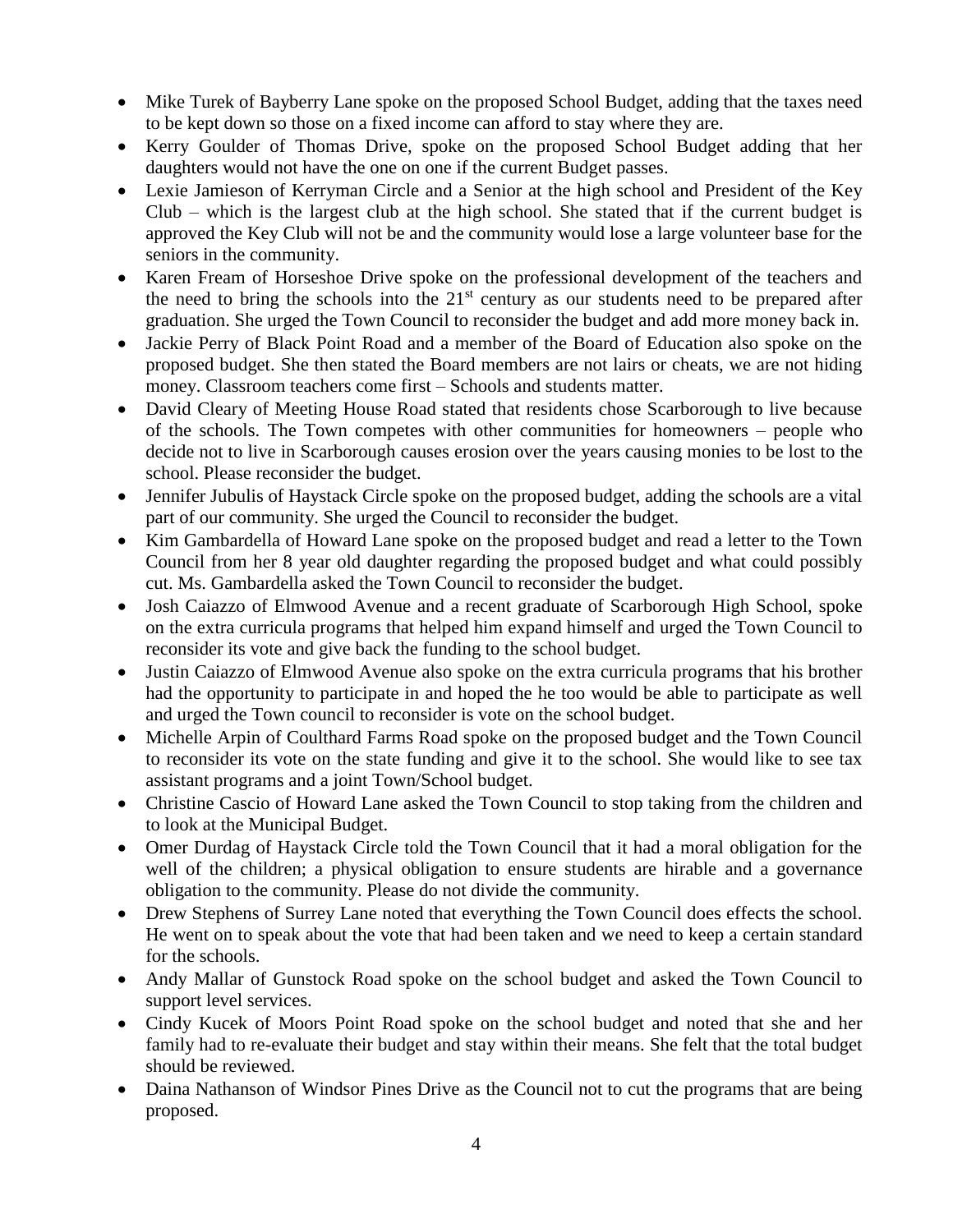- Mike Turek of Bayberry Lane spoke on the proposed School Budget, adding that the taxes need to be kept down so those on a fixed income can afford to stay where they are.
- Kerry Goulder of Thomas Drive, spoke on the proposed School Budget adding that her daughters would not have the one on one if the current Budget passes.
- Lexie Jamieson of Kerryman Circle and a Senior at the high school and President of the Key Club – which is the largest club at the high school. She stated that if the current budget is approved the Key Club will not be and the community would lose a large volunteer base for the seniors in the community.
- Karen Fream of Horseshoe Drive spoke on the professional development of the teachers and the need to bring the schools into the 21st century as our students need to be prepared after graduation. She urged the Town Council to reconsider the budget and add more money back in.
- Jackie Perry of Black Point Road and a member of the Board of Education also spoke on the proposed budget. She then stated the Board members are not lairs or cheats, we are not hiding money. Classroom teachers come first – Schools and students matter.
- David Cleary of Meeting House Road stated that residents chose Scarborough to live because of the schools. The Town competes with other communities for homeowners – people who decide not to live in Scarborough causes erosion over the years causing monies to be lost to the school. Please reconsider the budget.
- Jennifer Jubulis of Haystack Circle spoke on the proposed budget, adding the schools are a vital part of our community. She urged the Council to reconsider the budget.
- Kim Gambardella of Howard Lane spoke on the proposed budget and read a letter to the Town Council from her 8 year old daughter regarding the proposed budget and what could possibly cut. Ms. Gambardella asked the Town Council to reconsider the budget.
- Josh Caiazzo of Elmwood Avenue and a recent graduate of Scarborough High School, spoke on the extra curricula programs that helped him expand himself and urged the Town Council to reconsider its vote and give back the funding to the school budget.
- Justin Caiazzo of Elmwood Avenue also spoke on the extra curricula programs that his brother had the opportunity to participate in and hoped the he too would be able to participate as well and urged the Town council to reconsider is vote on the school budget.
- Michelle Arpin of Coulthard Farms Road spoke on the proposed budget and the Town Council to reconsider its vote on the state funding and give it to the school. She would like to see tax assistant programs and a joint Town/School budget.
- Christine Cascio of Howard Lane asked the Town Council to stop taking from the children and to look at the Municipal Budget.
- Omer Durdag of Haystack Circle told the Town Council that it had a moral obligation for the well of the children; a physical obligation to ensure students are hirable and a governance obligation to the community. Please do not divide the community.
- Drew Stephens of Surrey Lane noted that everything the Town Council does effects the school. He went on to speak about the vote that had been taken and we need to keep a certain standard for the schools.
- Andy Mallar of Gunstock Road spoke on the school budget and asked the Town Council to support level services.
- Cindy Kucek of Moors Point Road spoke on the school budget and noted that she and her family had to re-evaluate their budget and stay within their means. She felt that the total budget should be reviewed.
- Daina Nathanson of Windsor Pines Drive as the Council not to cut the programs that are being proposed.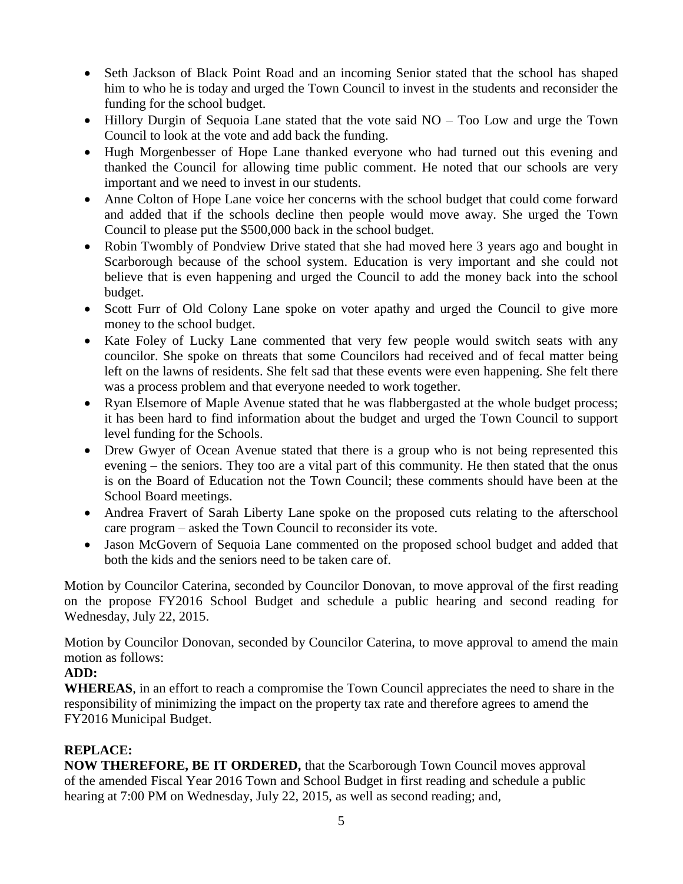- Seth Jackson of Black Point Road and an incoming Senior stated that the school has shaped him to who he is today and urged the Town Council to invest in the students and reconsider the funding for the school budget.
- Hillory Durgin of Sequoia Lane stated that the vote said NO – Too Low and urge the Town Council to look at the vote and add back the funding.
- Hugh Morgenbesser of Hope Lane thanked everyone who had turned out this evening and thanked the Council for allowing time public comment. He noted that our schools are very important and we need to invest in our students.
- Anne Colton of Hope Lane voice her concerns with the school budget that could come forward and added that if the schools decline then people would move away. She urged the Town Council to please put the $500,000 back in the school budget.
- Robin Twombly of Pondview Drive stated that she had moved here 3 years ago and bought in Scarborough because of the school system. Education is very important and she could not believe that is even happening and urged the Council to add the money back into the school budget.
- Scott Furr of Old Colony Lane spoke on voter apathy and urged the Council to give more money to the school budget.
- Kate Foley of Lucky Lane commented that very few people would switch seats with any councilor. She spoke on threats that some Councilors had received and of fecal matter being left on the lawns of residents. She felt sad that these events were even happening. She felt there was a process problem and that everyone needed to work together.
- Ryan Elsemore of Maple Avenue stated that he was flabbergasted at the whole budget process; it has been hard to find information about the budget and urged the Town Council to support level funding for the Schools.
- Drew Gwyer of Ocean Avenue stated that there is a group who is not being represented this evening – the seniors. They too are a vital part of this community. He then stated that the onus is on the Board of Education not the Town Council; these comments should have been at the School Board meetings.
- Andrea Fravert of Sarah Liberty Lane spoke on the proposed cuts relating to the afterschool care program – asked the Town Council to reconsider its vote.
- Jason McGovern of Sequoia Lane commented on the proposed school budget and added that both the kids and the seniors need to be taken care of.

Motion by Councilor Caterina, seconded by Councilor Donovan, to move approval of the first reading on the propose FY2016 School Budget and schedule a public hearing and second reading for Wednesday, July 22, 2015.

Motion by Councilor Donovan, seconded by Councilor Caterina, to move approval to amend the main motion as follows:

**ADD:**

**WHEREAS**, in an effort to reach a compromise the Town Council appreciates the need to share in the responsibility of minimizing the impact on the property tax rate and therefore agrees to amend the FY2016 Municipal Budget.

**REPLACE:**

**NOW THEREFORE, BE IT ORDERED,** that the Scarborough Town Council moves approval of the amended Fiscal Year 2016 Town and School Budget in first reading and schedule a public hearing at 7:00 PM on Wednesday, July 22, 2015, as well as second reading; and,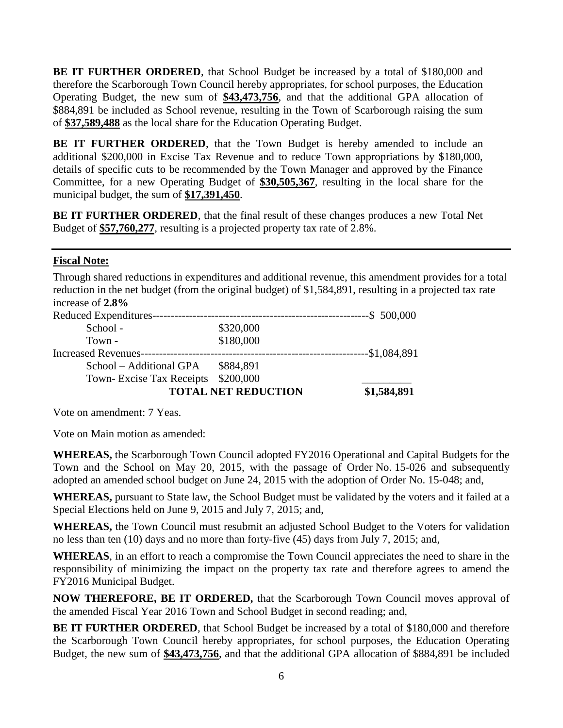**BE IT FURTHER ORDERED**, that School Budget be increased by a total of $180,000 and therefore the Scarborough Town Council hereby appropriates, for school purposes, the Education Operating Budget, the new sum of **$43,473,756**, and that the additional GPA allocation of $884,891 be included as School revenue, resulting in the Town of Scarborough raising the sum of **$37,589,488** as the local share for the Education Operating Budget.

**BE IT FURTHER ORDERED**, that the Town Budget is hereby amended to include an additional $200,000 in Excise Tax Revenue and to reduce Town appropriations by $180,000, details of specific cuts to be recommended by the Town Manager and approved by the Finance Committee, for a new Operating Budget of **$30,505,367**, resulting in the local share for the municipal budget, the sum of **$17,391,450**.

**BE IT FURTHER ORDERED**, that the final result of these changes produces a new Total Net Budget of **$57,760,277**, resulting is a projected property tax rate of 2.8%.

---

**Fiscal Note:**

Through shared reductions in expenditures and additional revenue, this amendment provides for a total reduction in the net budget (from the original budget) of $1,584,891, resulting in a projected tax rate increase of **2.8%**

| | | |
|---|---|---|
| Reduced Expenditures | | $ 500,000 |
| School - | $320,000 | |
| Town - | $180,000 | |
| Increased Revenues | | $1,084,891 |
| School – Additional GPA | $884,891 | |
| Town- Excise Tax Receipts | $200,000 | |
| | **TOTAL NET REDUCTION** | **$1,584,891** |

Vote on amendment: 7 Yeas.

Vote on Main motion as amended:

**WHEREAS,** the Scarborough Town Council adopted FY2016 Operational and Capital Budgets for the Town and the School on May 20, 2015, with the passage of Order No. 15-026 and subsequently adopted an amended school budget on June 24, 2015 with the adoption of Order No. 15-048; and,

**WHEREAS,** pursuant to State law, the School Budget must be validated by the voters and it failed at a Special Elections held on June 9, 2015 and July 7, 2015; and,

**WHEREAS,** the Town Council must resubmit an adjusted School Budget to the Voters for validation no less than ten (10) days and no more than forty-five (45) days from July 7, 2015; and,

**WHEREAS**, in an effort to reach a compromise the Town Council appreciates the need to share in the responsibility of minimizing the impact on the property tax rate and therefore agrees to amend the FY2016 Municipal Budget.

**NOW THEREFORE, BE IT ORDERED,** that the Scarborough Town Council moves approval of the amended Fiscal Year 2016 Town and School Budget in second reading; and,

**BE IT FURTHER ORDERED**, that School Budget be increased by a total of $180,000 and therefore the Scarborough Town Council hereby appropriates, for school purposes, the Education Operating Budget, the new sum of **$43,473,756**, and that the additional GPA allocation of $884,891 be included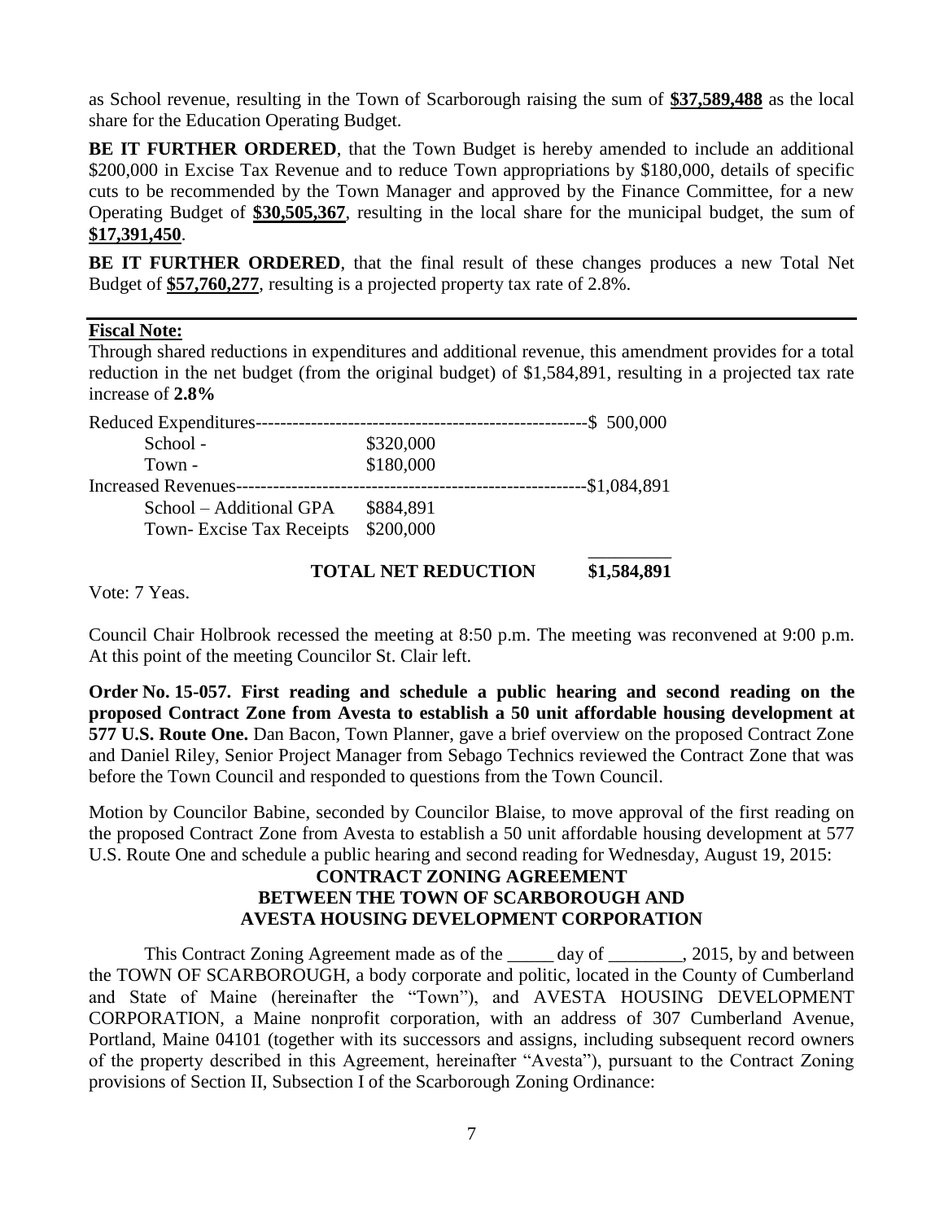as School revenue, resulting in the Town of Scarborough raising the sum of **$37,589,488** as the local share for the Education Operating Budget.

**BE IT FURTHER ORDERED**, that the Town Budget is hereby amended to include an additional $200,000 in Excise Tax Revenue and to reduce Town appropriations by $180,000, details of specific cuts to be recommended by the Town Manager and approved by the Finance Committee, for a new Operating Budget of **$30,505,367**, resulting in the local share for the municipal budget, the sum of **$17,391,450**.

**BE IT FURTHER ORDERED**, that the final result of these changes produces a new Total Net Budget of **$57,760,277**, resulting is a projected property tax rate of 2.8%.

---

**Fiscal Note:**

Through shared reductions in expenditures and additional revenue, this amendment provides for a total reduction in the net budget (from the original budget) of $1,584,891, resulting in a projected tax rate increase of **2.8%**

| | | |
|---|---|---|
| Reduced Expenditures | | $ 500,000 |
| School - | $320,000 | |
| Town - | $180,000 | |
| Increased Revenues | | $1,084,891 |
| School – Additional GPA | $884,891 | |
| Town- Excise Tax Receipts | $200,000 | |
| | **TOTAL NET REDUCTION** | **$1,584,891** |

Vote: 7 Yeas.

Council Chair Holbrook recessed the meeting at 8:50 p.m. The meeting was reconvened at 9:00 p.m. At this point of the meeting Councilor St. Clair left.

**Order No. 15-057. First reading and schedule a public hearing and second reading on the proposed Contract Zone from Avesta to establish a 50 unit affordable housing development at 577 U.S. Route One.** Dan Bacon, Town Planner, gave a brief overview on the proposed Contract Zone and Daniel Riley, Senior Project Manager from Sebago Technics reviewed the Contract Zone that was before the Town Council and responded to questions from the Town Council.

Motion by Councilor Babine, seconded by Councilor Blaise, to move approval of the first reading on the proposed Contract Zone from Avesta to establish a 50 unit affordable housing development at 577 U.S. Route One and schedule a public hearing and second reading for Wednesday, August 19, 2015:

**CONTRACT ZONING AGREEMENT**
**BETWEEN THE TOWN OF SCARBOROUGH AND**
**AVESTA HOUSING DEVELOPMENT CORPORATION**

This Contract Zoning Agreement made as of the _____ day of ________, 2015, by and between the TOWN OF SCARBOROUGH, a body corporate and politic, located in the County of Cumberland and State of Maine (hereinafter the "Town"), and AVESTA HOUSING DEVELOPMENT CORPORATION, a Maine nonprofit corporation, with an address of 307 Cumberland Avenue, Portland, Maine 04101 (together with its successors and assigns, including subsequent record owners of the property described in this Agreement, hereinafter "Avesta"), pursuant to the Contract Zoning provisions of Section II, Subsection I of the Scarborough Zoning Ordinance: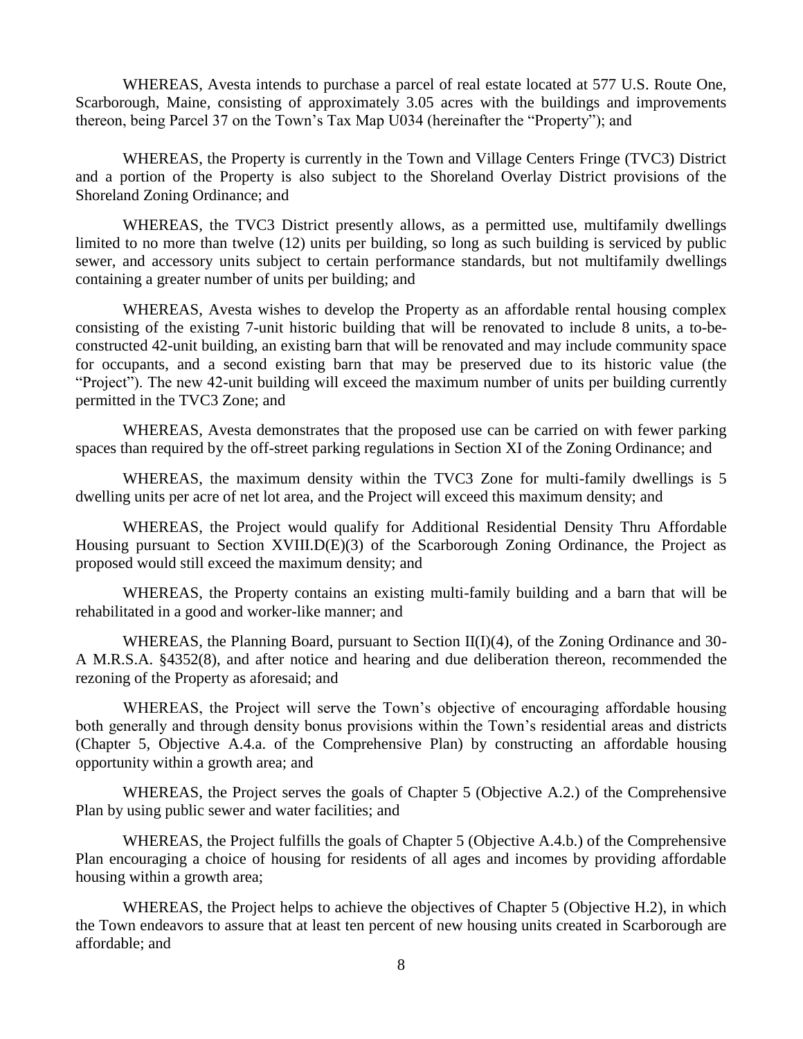WHEREAS, Avesta intends to purchase a parcel of real estate located at 577 U.S. Route One, Scarborough, Maine, consisting of approximately 3.05 acres with the buildings and improvements thereon, being Parcel 37 on the Town's Tax Map U034 (hereinafter the "Property"); and

WHEREAS, the Property is currently in the Town and Village Centers Fringe (TVC3) District and a portion of the Property is also subject to the Shoreland Overlay District provisions of the Shoreland Zoning Ordinance; and

WHEREAS, the TVC3 District presently allows, as a permitted use, multifamily dwellings limited to no more than twelve (12) units per building, so long as such building is serviced by public sewer, and accessory units subject to certain performance standards, but not multifamily dwellings containing a greater number of units per building; and

WHEREAS, Avesta wishes to develop the Property as an affordable rental housing complex consisting of the existing 7-unit historic building that will be renovated to include 8 units, a to-be-constructed 42-unit building, an existing barn that will be renovated and may include community space for occupants, and a second existing barn that may be preserved due to its historic value (the "Project"). The new 42-unit building will exceed the maximum number of units per building currently permitted in the TVC3 Zone; and

WHEREAS, Avesta demonstrates that the proposed use can be carried on with fewer parking spaces than required by the off-street parking regulations in Section XI of the Zoning Ordinance; and

WHEREAS, the maximum density within the TVC3 Zone for multi-family dwellings is 5 dwelling units per acre of net lot area, and the Project will exceed this maximum density; and

WHEREAS, the Project would qualify for Additional Residential Density Thru Affordable Housing pursuant to Section XVIII.D(E)(3) of the Scarborough Zoning Ordinance, the Project as proposed would still exceed the maximum density; and

WHEREAS, the Property contains an existing multi-family building and a barn that will be rehabilitated in a good and worker-like manner; and

WHEREAS, the Planning Board, pursuant to Section II(I)(4), of the Zoning Ordinance and 30-A M.R.S.A. §4352(8), and after notice and hearing and due deliberation thereon, recommended the rezoning of the Property as aforesaid; and

WHEREAS, the Project will serve the Town's objective of encouraging affordable housing both generally and through density bonus provisions within the Town's residential areas and districts (Chapter 5, Objective A.4.a. of the Comprehensive Plan) by constructing an affordable housing opportunity within a growth area; and

WHEREAS, the Project serves the goals of Chapter 5 (Objective A.2.) of the Comprehensive Plan by using public sewer and water facilities; and

WHEREAS, the Project fulfills the goals of Chapter 5 (Objective A.4.b.) of the Comprehensive Plan encouraging a choice of housing for residents of all ages and incomes by providing affordable housing within a growth area;

WHEREAS, the Project helps to achieve the objectives of Chapter 5 (Objective H.2), in which the Town endeavors to assure that at least ten percent of new housing units created in Scarborough are affordable; and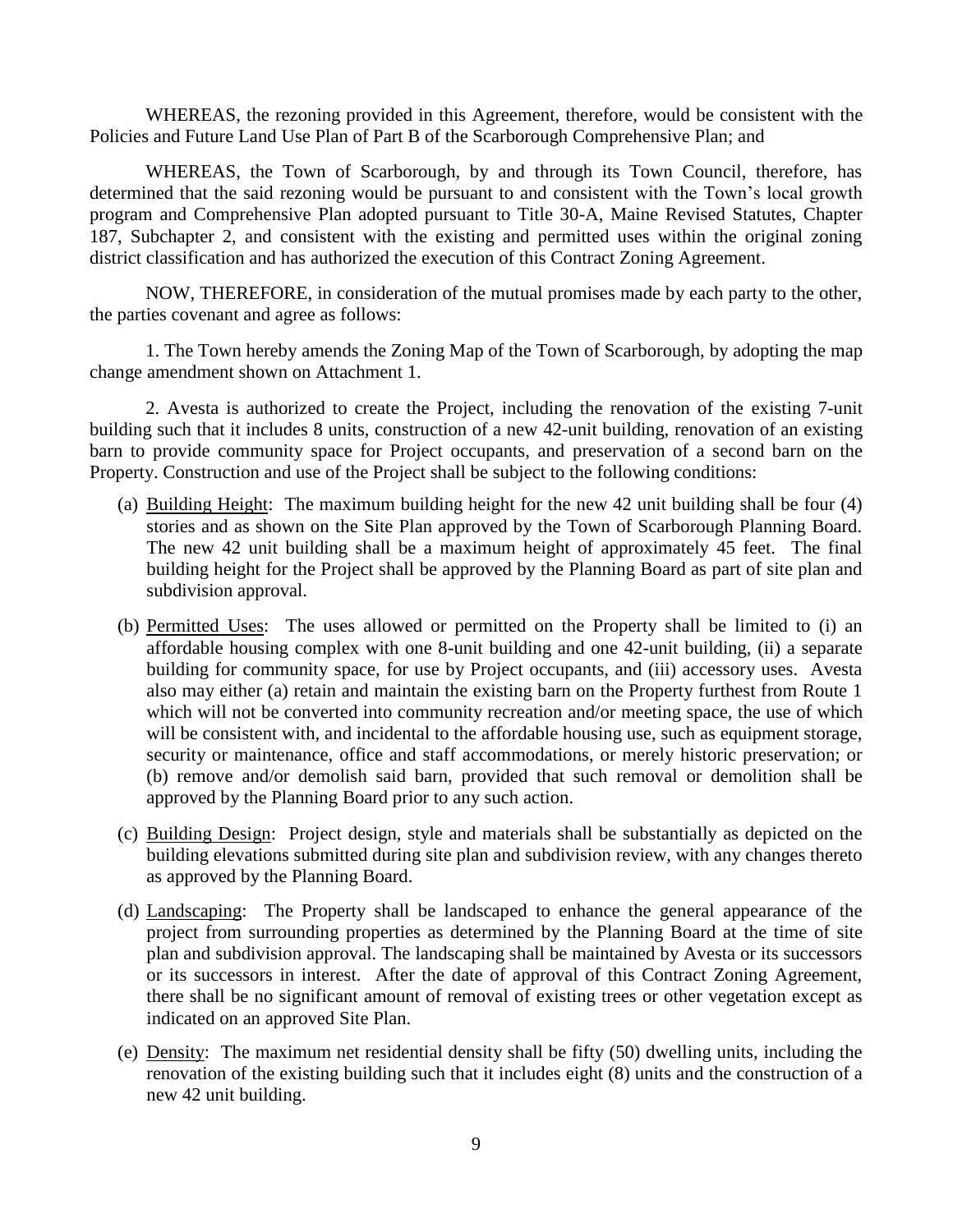WHEREAS, the rezoning provided in this Agreement, therefore, would be consistent with the Policies and Future Land Use Plan of Part B of the Scarborough Comprehensive Plan; and

WHEREAS, the Town of Scarborough, by and through its Town Council, therefore, has determined that the said rezoning would be pursuant to and consistent with the Town's local growth program and Comprehensive Plan adopted pursuant to Title 30-A, Maine Revised Statutes, Chapter 187, Subchapter 2, and consistent with the existing and permitted uses within the original zoning district classification and has authorized the execution of this Contract Zoning Agreement.

NOW, THEREFORE, in consideration of the mutual promises made by each party to the other, the parties covenant and agree as follows:

1. The Town hereby amends the Zoning Map of the Town of Scarborough, by adopting the map change amendment shown on Attachment 1.

2. Avesta is authorized to create the Project, including the renovation of the existing 7-unit building such that it includes 8 units, construction of a new 42-unit building, renovation of an existing barn to provide community space for Project occupants, and preservation of a second barn on the Property. Construction and use of the Project shall be subject to the following conditions:

(a) Building Height: The maximum building height for the new 42 unit building shall be four (4) stories and as shown on the Site Plan approved by the Town of Scarborough Planning Board. The new 42 unit building shall be a maximum height of approximately 45 feet. The final building height for the Project shall be approved by the Planning Board as part of site plan and subdivision approval.

(b) Permitted Uses: The uses allowed or permitted on the Property shall be limited to (i) an affordable housing complex with one 8-unit building and one 42-unit building, (ii) a separate building for community space, for use by Project occupants, and (iii) accessory uses. Avesta also may either (a) retain and maintain the existing barn on the Property furthest from Route 1 which will not be converted into community recreation and/or meeting space, the use of which will be consistent with, and incidental to the affordable housing use, such as equipment storage, security or maintenance, office and staff accommodations, or merely historic preservation; or (b) remove and/or demolish said barn, provided that such removal or demolition shall be approved by the Planning Board prior to any such action.

(c) Building Design: Project design, style and materials shall be substantially as depicted on the building elevations submitted during site plan and subdivision review, with any changes thereto as approved by the Planning Board.

(d) Landscaping: The Property shall be landscaped to enhance the general appearance of the project from surrounding properties as determined by the Planning Board at the time of site plan and subdivision approval. The landscaping shall be maintained by Avesta or its successors or its successors in interest. After the date of approval of this Contract Zoning Agreement, there shall be no significant amount of removal of existing trees or other vegetation except as indicated on an approved Site Plan.

(e) Density: The maximum net residential density shall be fifty (50) dwelling units, including the renovation of the existing building such that it includes eight (8) units and the construction of a new 42 unit building.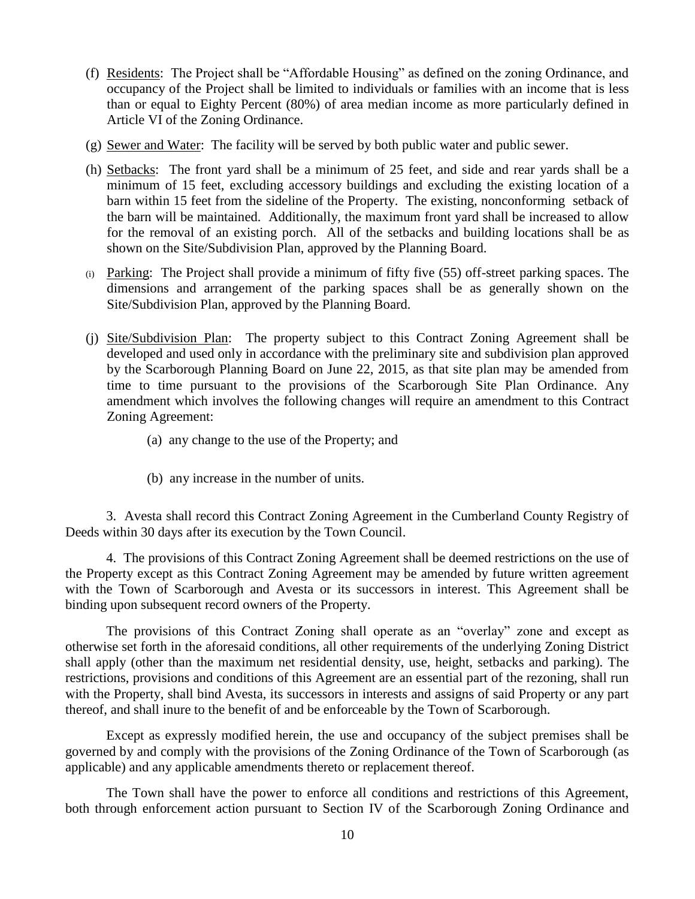(f) Residents: The Project shall be "Affordable Housing" as defined on the zoning Ordinance, and occupancy of the Project shall be limited to individuals or families with an income that is less than or equal to Eighty Percent (80%) of area median income as more particularly defined in Article VI of the Zoning Ordinance.

(g) Sewer and Water: The facility will be served by both public water and public sewer.

(h) Setbacks: The front yard shall be a minimum of 25 feet, and side and rear yards shall be a minimum of 15 feet, excluding accessory buildings and excluding the existing location of a barn within 15 feet from the sideline of the Property. The existing, nonconforming setback of the barn will be maintained. Additionally, the maximum front yard shall be increased to allow for the removal of an existing porch. All of the setbacks and building locations shall be as shown on the Site/Subdivision Plan, approved by the Planning Board.

(i) Parking: The Project shall provide a minimum of fifty five (55) off-street parking spaces. The dimensions and arrangement of the parking spaces shall be as generally shown on the Site/Subdivision Plan, approved by the Planning Board.

(j) Site/Subdivision Plan: The property subject to this Contract Zoning Agreement shall be developed and used only in accordance with the preliminary site and subdivision plan approved by the Scarborough Planning Board on June 22, 2015, as that site plan may be amended from time to time pursuant to the provisions of the Scarborough Site Plan Ordinance. Any amendment which involves the following changes will require an amendment to this Contract Zoning Agreement:

(a) any change to the use of the Property; and

(b) any increase in the number of units.

3. Avesta shall record this Contract Zoning Agreement in the Cumberland County Registry of Deeds within 30 days after its execution by the Town Council.

4. The provisions of this Contract Zoning Agreement shall be deemed restrictions on the use of the Property except as this Contract Zoning Agreement may be amended by future written agreement with the Town of Scarborough and Avesta or its successors in interest. This Agreement shall be binding upon subsequent record owners of the Property.

The provisions of this Contract Zoning shall operate as an "overlay" zone and except as otherwise set forth in the aforesaid conditions, all other requirements of the underlying Zoning District shall apply (other than the maximum net residential density, use, height, setbacks and parking). The restrictions, provisions and conditions of this Agreement are an essential part of the rezoning, shall run with the Property, shall bind Avesta, its successors in interests and assigns of said Property or any part thereof, and shall inure to the benefit of and be enforceable by the Town of Scarborough.

Except as expressly modified herein, the use and occupancy of the subject premises shall be governed by and comply with the provisions of the Zoning Ordinance of the Town of Scarborough (as applicable) and any applicable amendments thereto or replacement thereof.

The Town shall have the power to enforce all conditions and restrictions of this Agreement, both through enforcement action pursuant to Section IV of the Scarborough Zoning Ordinance and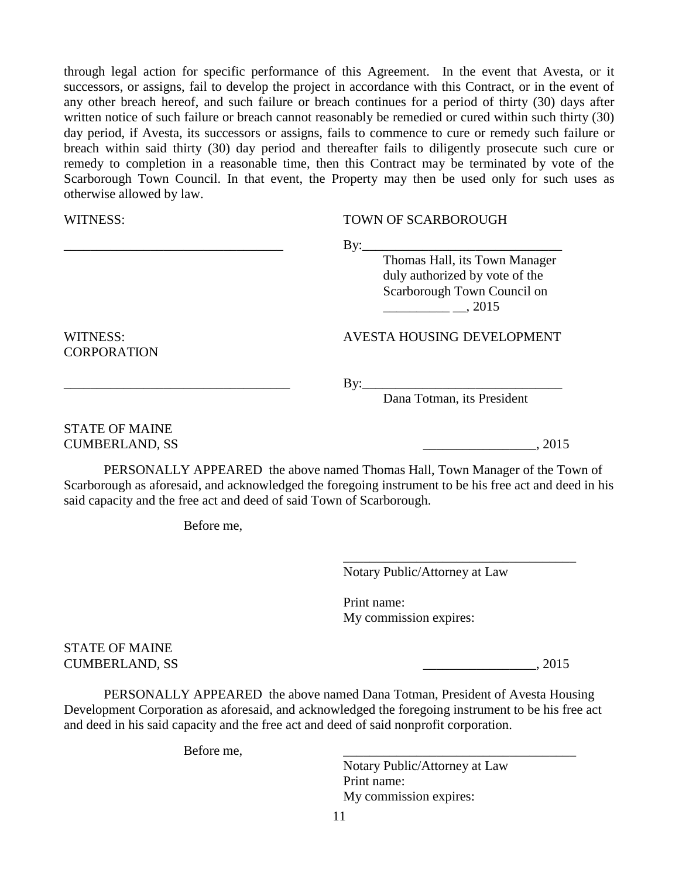through legal action for specific performance of this Agreement. In the event that Avesta, or it successors, or assigns, fail to develop the project in accordance with this Contract, or in the event of any other breach hereof, and such failure or breach continues for a period of thirty (30) days after written notice of such failure or breach cannot reasonably be remedied or cured within such thirty (30) day period, if Avesta, its successors or assigns, fails to commence to cure or remedy such failure or breach within said thirty (30) day period and thereafter fails to diligently prosecute such cure or remedy to completion in a reasonable time, then this Contract may be terminated by vote of the Scarborough Town Council. In that event, the Property may then be used only for such uses as otherwise allowed by law.

WITNESS: TOWN OF SCARBOROUGH

_________________________________ By:______________________________

Thomas Hall, its Town Manager
duly authorized by vote of the
Scarborough Town Council on
__________ __, 2015

WITNESS: AVESTA HOUSING DEVELOPMENT CORPORATION

__________________________________ By:______________________________

Dana Totman, its President

STATE OF MAINE
CUMBERLAND, SS _________________, 2015

PERSONALLY APPEARED the above named Thomas Hall, Town Manager of the Town of Scarborough as aforesaid, and acknowledged the foregoing instrument to be his free act and deed in his said capacity and the free act and deed of said Town of Scarborough.

Before me,

____________________________________
Notary Public/Attorney at Law

Print name:
My commission expires:

STATE OF MAINE
CUMBERLAND, SS _________________, 2015

PERSONALLY APPEARED the above named Dana Totman, President of Avesta Housing Development Corporation as aforesaid, and acknowledged the foregoing instrument to be his free act and deed in his said capacity and the free act and deed of said nonprofit corporation.

Before me, ____________________________________

Notary Public/Attorney at Law
Print name:
My commission expires: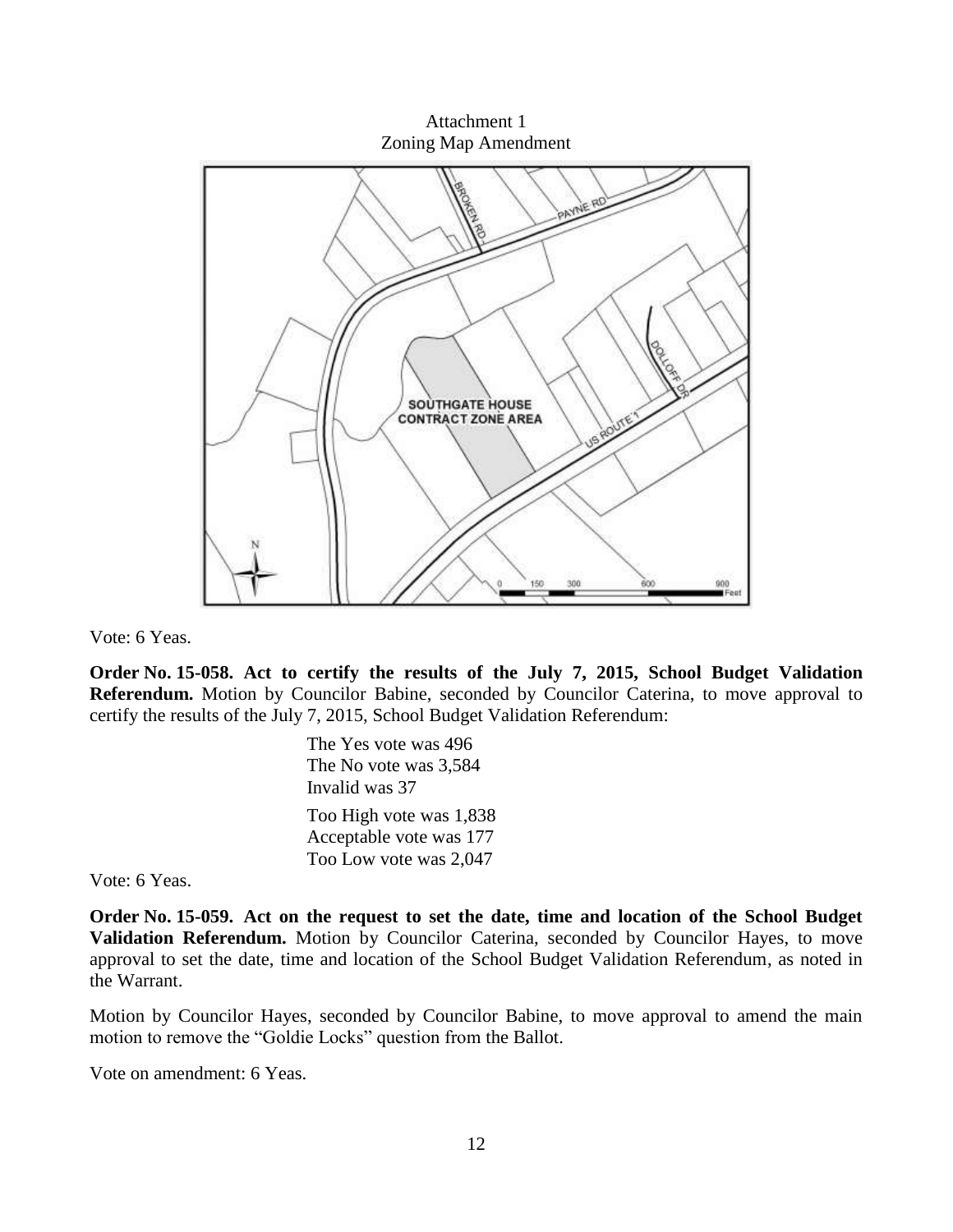Attachment 1
Zoning Map Amendment

Vote: 6 Yeas.

**Order No. 15-058. Act to certify the results of the July 7, 2015, School Budget Validation Referendum.** Motion by Councilor Babine, seconded by Councilor Caterina, to move approval to certify the results of the July 7, 2015, School Budget Validation Referendum:

> The Yes vote was 496
> The No vote was 3,584
> Invalid was 37
>
> Too High vote was 1,838
> Acceptable vote was 177
> Too Low vote was 2,047

Vote: 6 Yeas.

**Order No. 15-059. Act on the request to set the date, time and location of the School Budget Validation Referendum.** Motion by Councilor Caterina, seconded by Councilor Hayes, to move approval to set the date, time and location of the School Budget Validation Referendum, as noted in the Warrant.

Motion by Councilor Hayes, seconded by Councilor Babine, to move approval to amend the main motion to remove the "Goldie Locks" question from the Ballot.

Vote on amendment: 6 Yeas.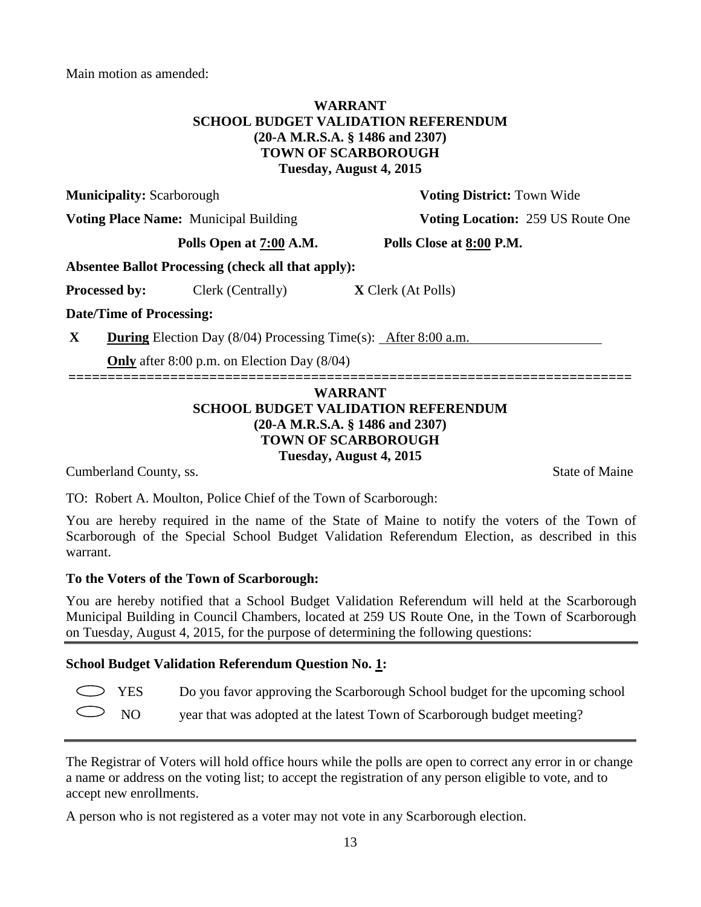Main motion as amended:

**WARRANT**
**SCHOOL BUDGET VALIDATION REFERENDUM**
**(20-A M.R.S.A. § 1486 and 2307)**
**TOWN OF SCARBOROUGH**
**Tuesday, August 4, 2015**

**Municipality:** Scarborough **Voting District:** Town Wide

**Voting Place Name:** Municipal Building **Voting Location:** 259 US Route One

**Polls Open at 7:00 A.M.** **Polls Close at 8:00 P.M.**

**Absentee Ballot Processing (check all that apply):**

**Processed by:** Clerk (Centrally) **X** Clerk (At Polls)

**Date/Time of Processing:**

**X** **During** Election Day (8/04) Processing Time(s): After 8:00 a.m.

**Only** after 8:00 p.m. on Election Day (8/04)

======================================================================

**WARRANT**
**SCHOOL BUDGET VALIDATION REFERENDUM**
**(20-A M.R.S.A. § 1486 and 2307)**
**TOWN OF SCARBOROUGH**
**Tuesday, August 4, 2015**

Cumberland County, ss. State of Maine

TO: Robert A. Moulton, Police Chief of the Town of Scarborough:

You are hereby required in the name of the State of Maine to notify the voters of the Town of Scarborough of the Special School Budget Validation Referendum Election, as described in this warrant.

**To the Voters of the Town of Scarborough:**

You are hereby notified that a School Budget Validation Referendum will held at the Scarborough Municipal Building in Council Chambers, located at 259 US Route One, in the Town of Scarborough on Tuesday, August 4, 2015, for the purpose of determining the following questions:

**School Budget Validation Referendum Question No. 1:**

◯ YES Do you favor approving the Scarborough School budget for the upcoming school
◯ NO year that was adopted at the latest Town of Scarborough budget meeting?

The Registrar of Voters will hold office hours while the polls are open to correct any error in or change a name or address on the voting list; to accept the registration of any person eligible to vote, and to accept new enrollments.

A person who is not registered as a voter may not vote in any Scarborough election.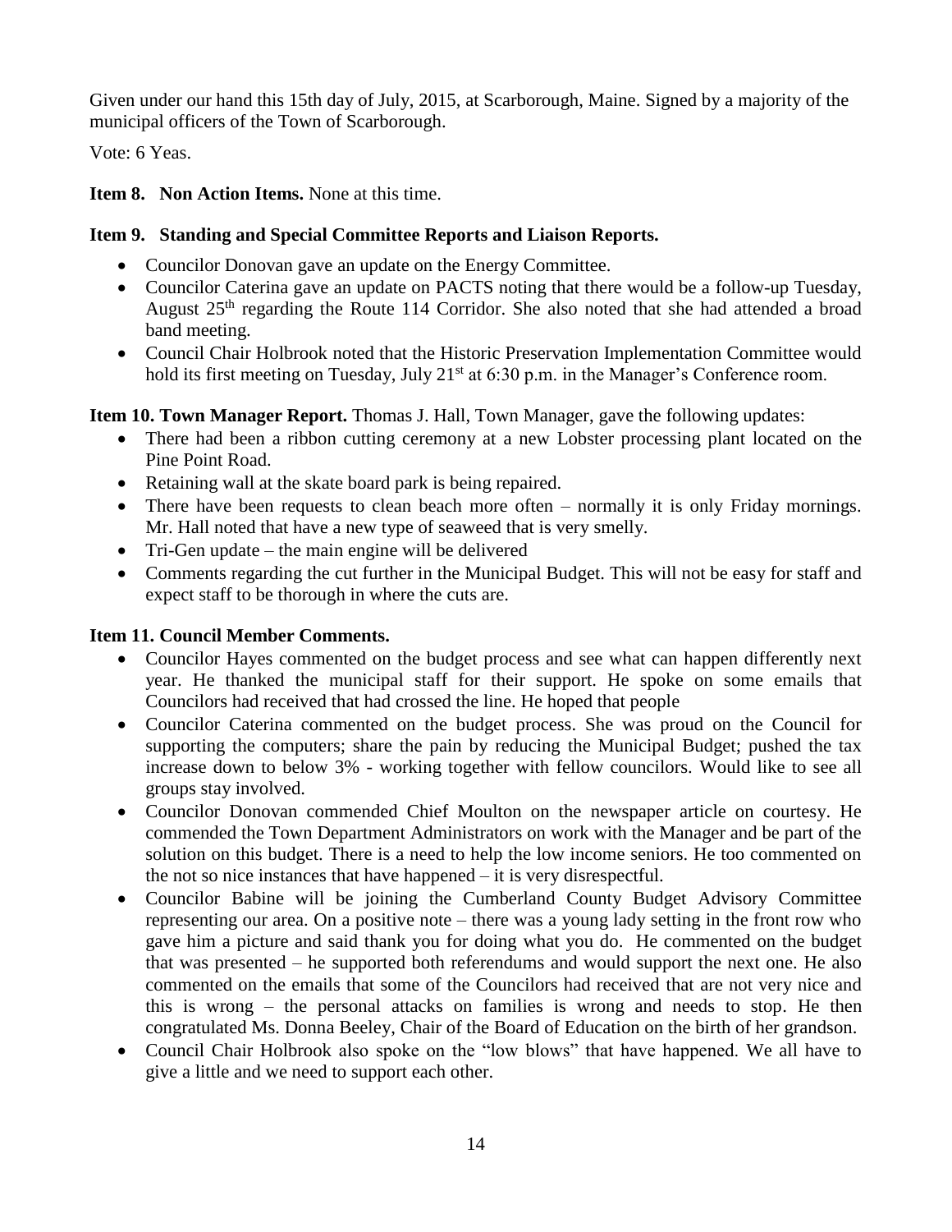Given under our hand this 15th day of July, 2015, at Scarborough, Maine. Signed by a majority of the municipal officers of the Town of Scarborough.

Vote: 6 Yeas.

**Item 8. Non Action Items.** None at this time.

**Item 9. Standing and Special Committee Reports and Liaison Reports.**

- Councilor Donovan gave an update on the Energy Committee.
- Councilor Caterina gave an update on PACTS noting that there would be a follow-up Tuesday, August 25th regarding the Route 114 Corridor. She also noted that she had attended a broad band meeting.
- Council Chair Holbrook noted that the Historic Preservation Implementation Committee would hold its first meeting on Tuesday, July 21st at 6:30 p.m. in the Manager's Conference room.

**Item 10. Town Manager Report.** Thomas J. Hall, Town Manager, gave the following updates:

- There had been a ribbon cutting ceremony at a new Lobster processing plant located on the Pine Point Road.
- Retaining wall at the skate board park is being repaired.
- There have been requests to clean beach more often – normally it is only Friday mornings. Mr. Hall noted that have a new type of seaweed that is very smelly.
- Tri-Gen update – the main engine will be delivered
- Comments regarding the cut further in the Municipal Budget. This will not be easy for staff and expect staff to be thorough in where the cuts are.

**Item 11. Council Member Comments.**

- Councilor Hayes commented on the budget process and see what can happen differently next year. He thanked the municipal staff for their support. He spoke on some emails that Councilors had received that had crossed the line. He hoped that people
- Councilor Caterina commented on the budget process. She was proud on the Council for supporting the computers; share the pain by reducing the Municipal Budget; pushed the tax increase down to below 3% - working together with fellow councilors. Would like to see all groups stay involved.
- Councilor Donovan commended Chief Moulton on the newspaper article on courtesy. He commended the Town Department Administrators on work with the Manager and be part of the solution on this budget. There is a need to help the low income seniors. He too commented on the not so nice instances that have happened – it is very disrespectful.
- Councilor Babine will be joining the Cumberland County Budget Advisory Committee representing our area. On a positive note – there was a young lady setting in the front row who gave him a picture and said thank you for doing what you do. He commented on the budget that was presented – he supported both referendums and would support the next one. He also commented on the emails that some of the Councilors had received that are not very nice and this is wrong – the personal attacks on families is wrong and needs to stop. He then congratulated Ms. Donna Beeley, Chair of the Board of Education on the birth of her grandson.
- Council Chair Holbrook also spoke on the "low blows" that have happened. We all have to give a little and we need to support each other.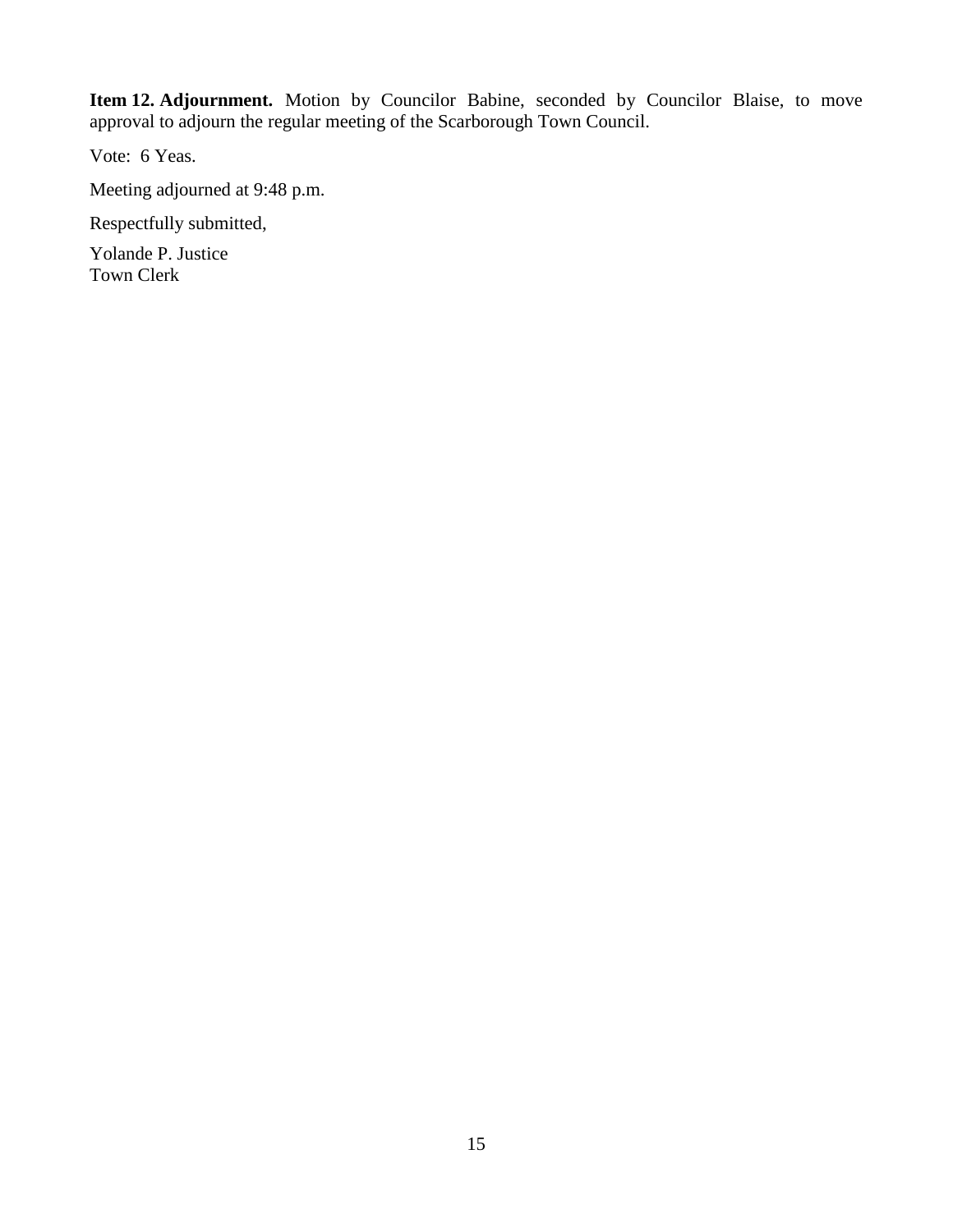**Item 12. Adjournment.** Motion by Councilor Babine, seconded by Councilor Blaise, to move approval to adjourn the regular meeting of the Scarborough Town Council.

Vote: 6 Yeas.

Meeting adjourned at 9:48 p.m.

Respectfully submitted,

Yolande P. Justice
Town Clerk